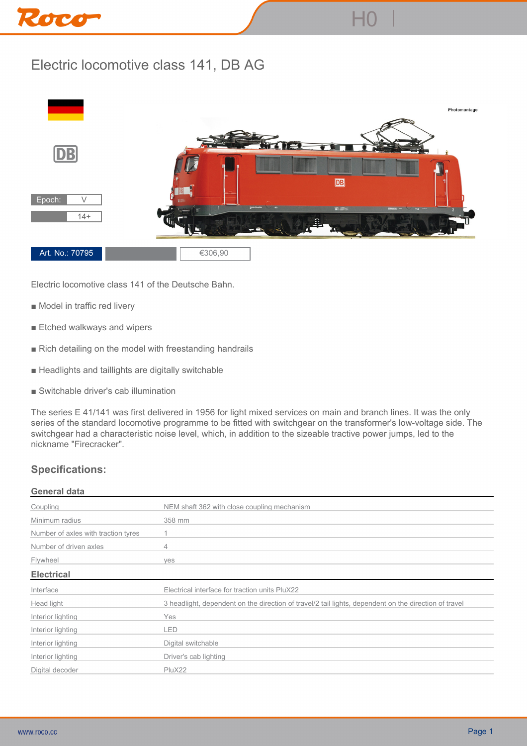# Electric locomotive class 141, DB AG

Photomontage

Epoch: V

14+

Art. No.: 70795 | €306,90

Electric locomotive class 141 of the Deutsche Bahn.

- Model in traffic red livery
- Etched walkways and wipers
- Rich detailing on the model with freestanding handrails
- Headlights and taillights are digitally switchable
- Switchable driver's cab illumination

The series E 41/141 was first delivered in 1956 for light mixed services on main and branch lines. It was the only series of the standard locomotive programme to be fitted with switchgear on the transformer's low-voltage side. The switchgear had a characteristic noise level, which, in addition to the sizeable tractive power jumps, led to the nickname "Firecracker".

## Specifications:

### General data

| | |
|---|---|
| Coupling | NEM shaft 362 with close coupling mechanism |
| Minimum radius | 358 mm |
| Number of axles with traction tyres | 1 |
| Number of driven axles | 4 |
| Flywheel | yes |

### Electrical

| | |
|---|---|
| Interface | Electrical interface for traction units PluX22 |
| Head light | 3 headlight, dependent on the direction of travel/2 tail lights, dependent on the direction of travel |
| Interior lighting | Yes |
| Interior lighting | LED |
| Interior lighting | Digital switchable |
| Interior lighting | Driver's cab lighting |
| Digital decoder | PluX22 |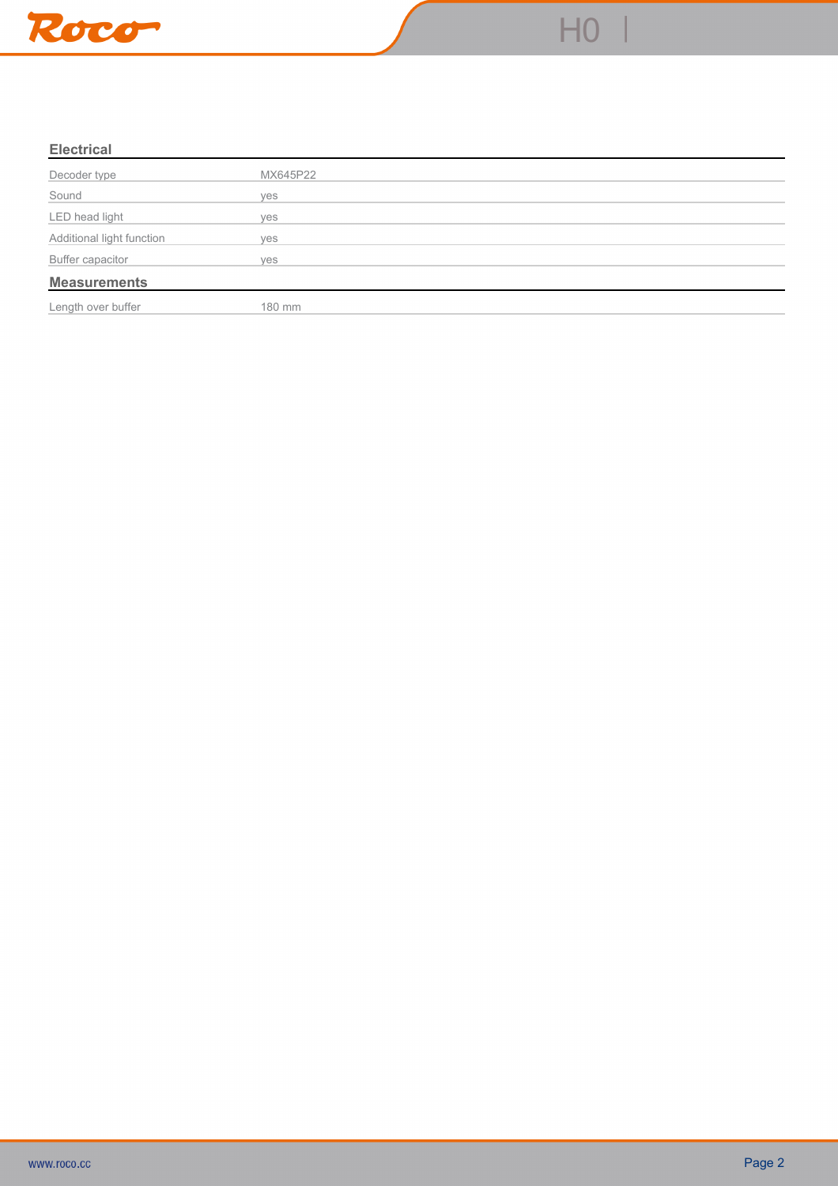## Electrical

| | |
|---|---|
| Decoder type | MX645P22 |
| Sound | yes |
| LED head light | yes |
| Additional light function | yes |
| Buffer capacitor | yes |

## Measurements

| | |
|---|---|
| Length over buffer | 180 mm |